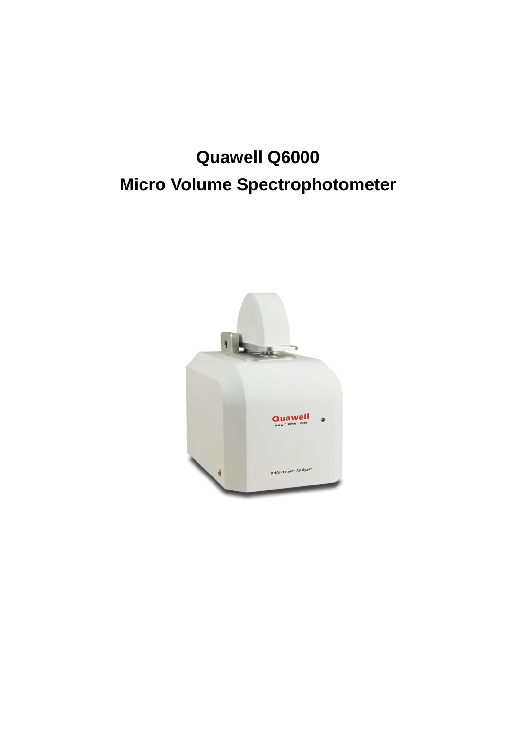# Quawell Q6000
# Micro Volume Spectrophotometer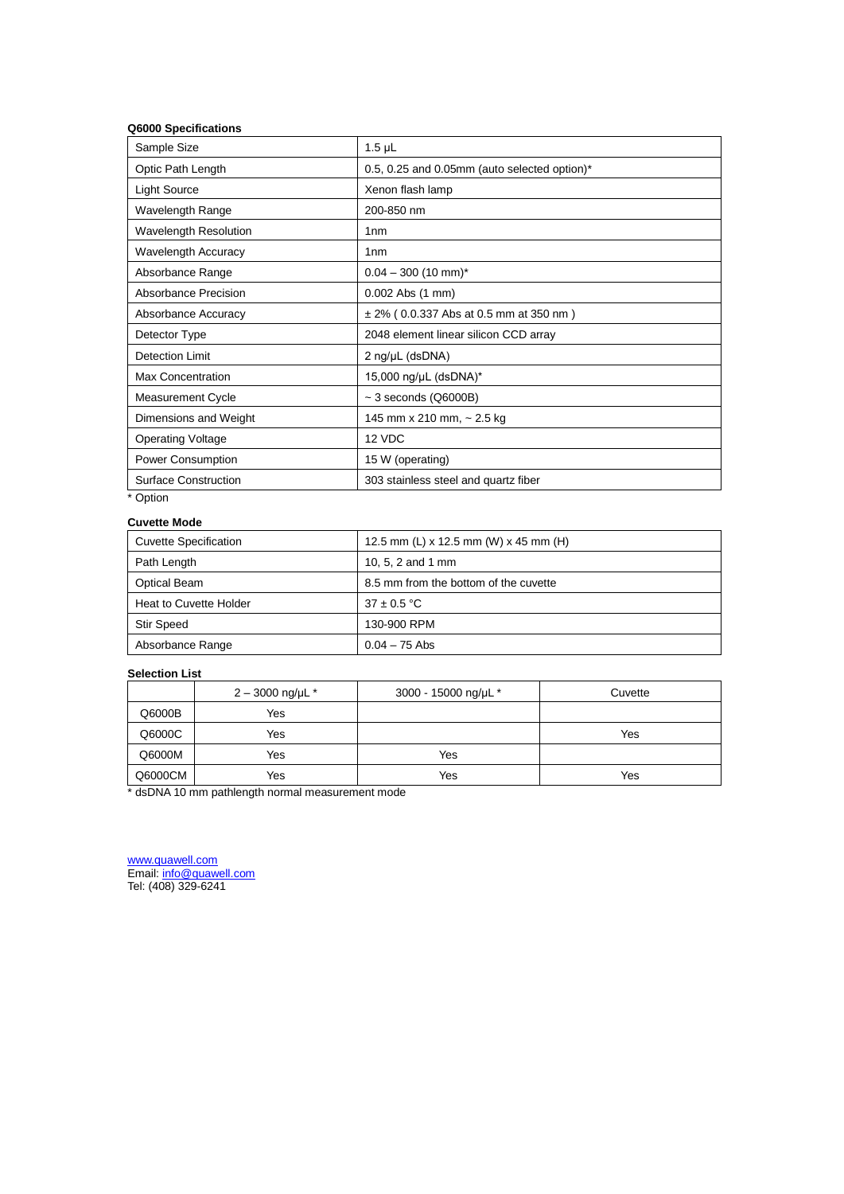**Q6000 Specifications**

| | |
|---|---|
| Sample Size | 1.5 µL |
| Optic Path Length | 0.5, 0.25 and 0.05mm (auto selected option)* |
| Light Source | Xenon flash lamp |
| Wavelength Range | 200-850 nm |
| Wavelength Resolution | 1nm |
| Wavelength Accuracy | 1nm |
| Absorbance Range | 0.04 – 300 (10 mm)* |
| Absorbance Precision | 0.002 Abs (1 mm) |
| Absorbance Accuracy | ± 2% ( 0.0.337 Abs at 0.5 mm at 350 nm ) |
| Detector Type | 2048 element linear silicon CCD array |
| Detection Limit | 2 ng/µL (dsDNA) |
| Max Concentration | 15,000 ng/µL (dsDNA)* |
| Measurement Cycle | ~ 3 seconds (Q6000B) |
| Dimensions and Weight | 145 mm x 210 mm, ~ 2.5 kg |
| Operating Voltage | 12 VDC |
| Power Consumption | 15 W (operating) |
| Surface Construction | 303 stainless steel and quartz fiber |

* Option

**Cuvette Mode**

| | |
|---|---|
| Cuvette Specification | 12.5 mm (L) x 12.5 mm (W) x 45 mm (H) |
| Path Length | 10, 5, 2 and 1 mm |
| Optical Beam | 8.5 mm from the bottom of the cuvette |
| Heat to Cuvette Holder | 37 ± 0.5 °C |
| Stir Speed | 130-900 RPM |
| Absorbance Range | 0.04 – 75 Abs |

**Selection List**

| | 2 – 3000 ng/µL * | 3000 - 15000 ng/µL * | Cuvette |
|---|---|---|---|
| Q6000B | Yes | | |
| Q6000C | Yes | | Yes |
| Q6000M | Yes | Yes | |
| Q6000CM | Yes | Yes | Yes |

* dsDNA 10 mm pathlength normal measurement mode

www.quawell.com
Email: info@quawell.com
Tel: (408) 329-6241